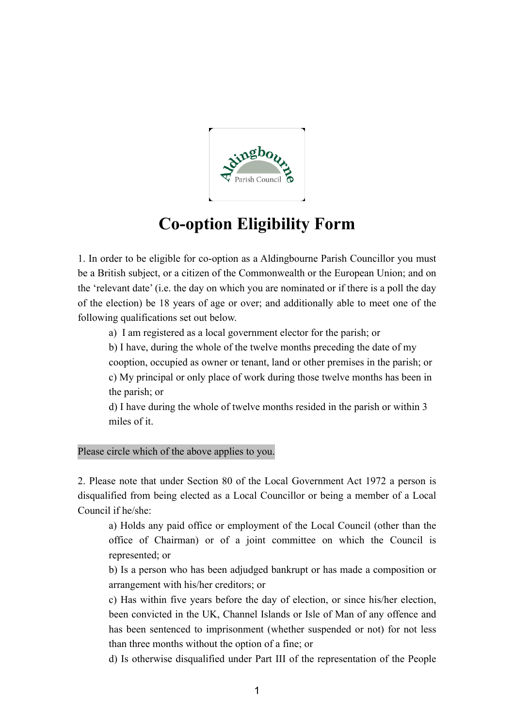# Co-option Eligibility Form

1. In order to be eligible for co-option as a Aldingbourne Parish Councillor you must be a British subject, or a citizen of the Commonwealth or the European Union; and on the 'relevant date' (i.e. the day on which you are nominated or if there is a poll the day of the election) be 18 years of age or over; and additionally able to meet one of the following qualifications set out below.

   a) I am registered as a local government elector for the parish; or

   b) I have, during the whole of the twelve months preceding the date of my cooption, occupied as owner or tenant, land or other premises in the parish; or

   c) My principal or only place of work during those twelve months has been in the parish; or

   d) I have during the whole of twelve months resided in the parish or within 3 miles of it.

Please circle which of the above applies to you.

2. Please note that under Section 80 of the Local Government Act 1972 a person is disqualified from being elected as a Local Councillor or being a member of a Local Council if he/she:

   a) Holds any paid office or employment of the Local Council (other than the office of Chairman) or of a joint committee on which the Council is represented; or

   b) Is a person who has been adjudged bankrupt or has made a composition or arrangement with his/her creditors; or

   c) Has within five years before the day of election, or since his/her election, been convicted in the UK, Channel Islands or Isle of Man of any offence and has been sentenced to imprisonment (whether suspended or not) for not less than three months without the option of a fine; or

   d) Is otherwise disqualified under Part III of the representation of the People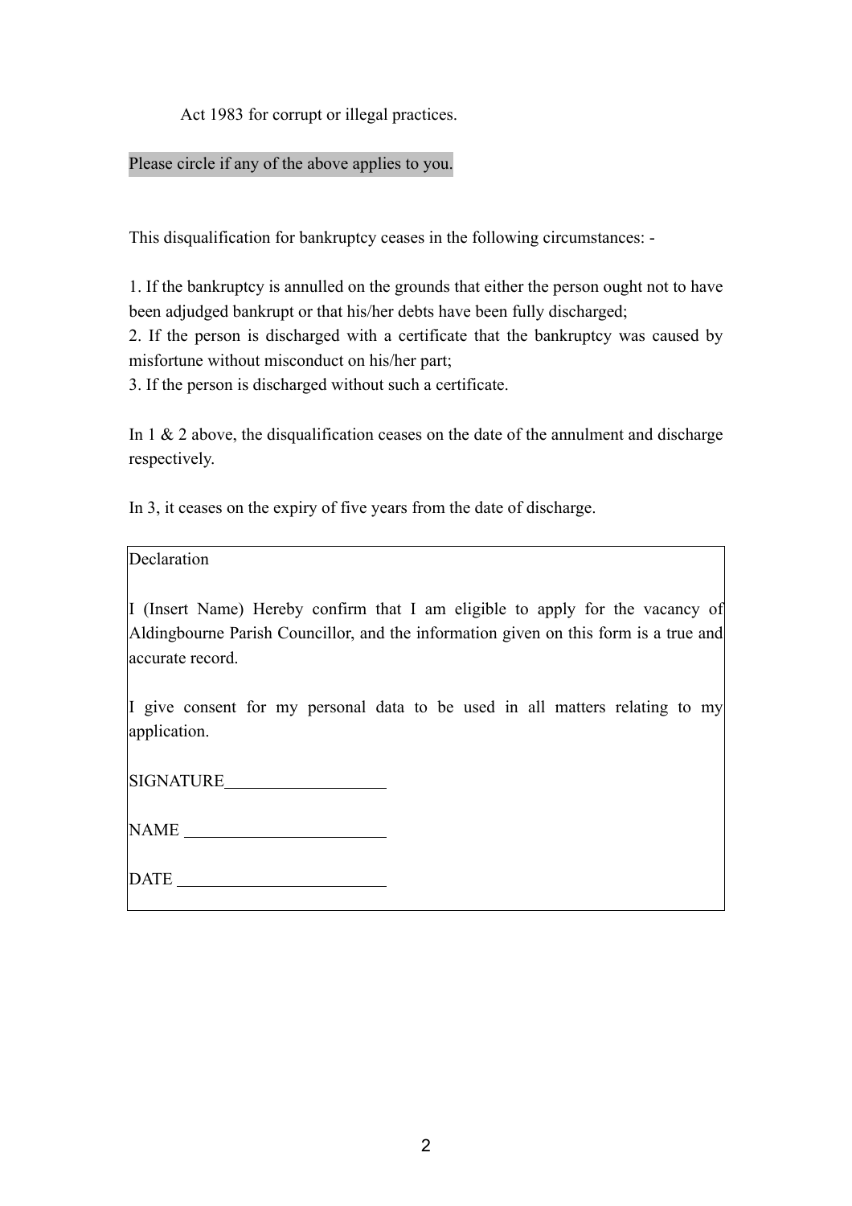Act 1983 for corrupt or illegal practices.

Please circle if any of the above applies to you.

This disqualification for bankruptcy ceases in the following circumstances: -

1. If the bankruptcy is annulled on the grounds that either the person ought not to have been adjudged bankrupt or that his/her debts have been fully discharged;
2. If the person is discharged with a certificate that the bankruptcy was caused by misfortune without misconduct on his/her part;
3. If the person is discharged without such a certificate.

In 1 & 2 above, the disqualification ceases on the date of the annulment and discharge respectively.

In 3, it ceases on the expiry of five years from the date of discharge.

Declaration

I (Insert Name) Hereby confirm that I am eligible to apply for the vacancy of Aldingbourne Parish Councillor, and the information given on this form is a true and accurate record.

I give consent for my personal data to be used in all matters relating to my application.

SIGNATURE____________________

NAME ________________________

DATE _________________________